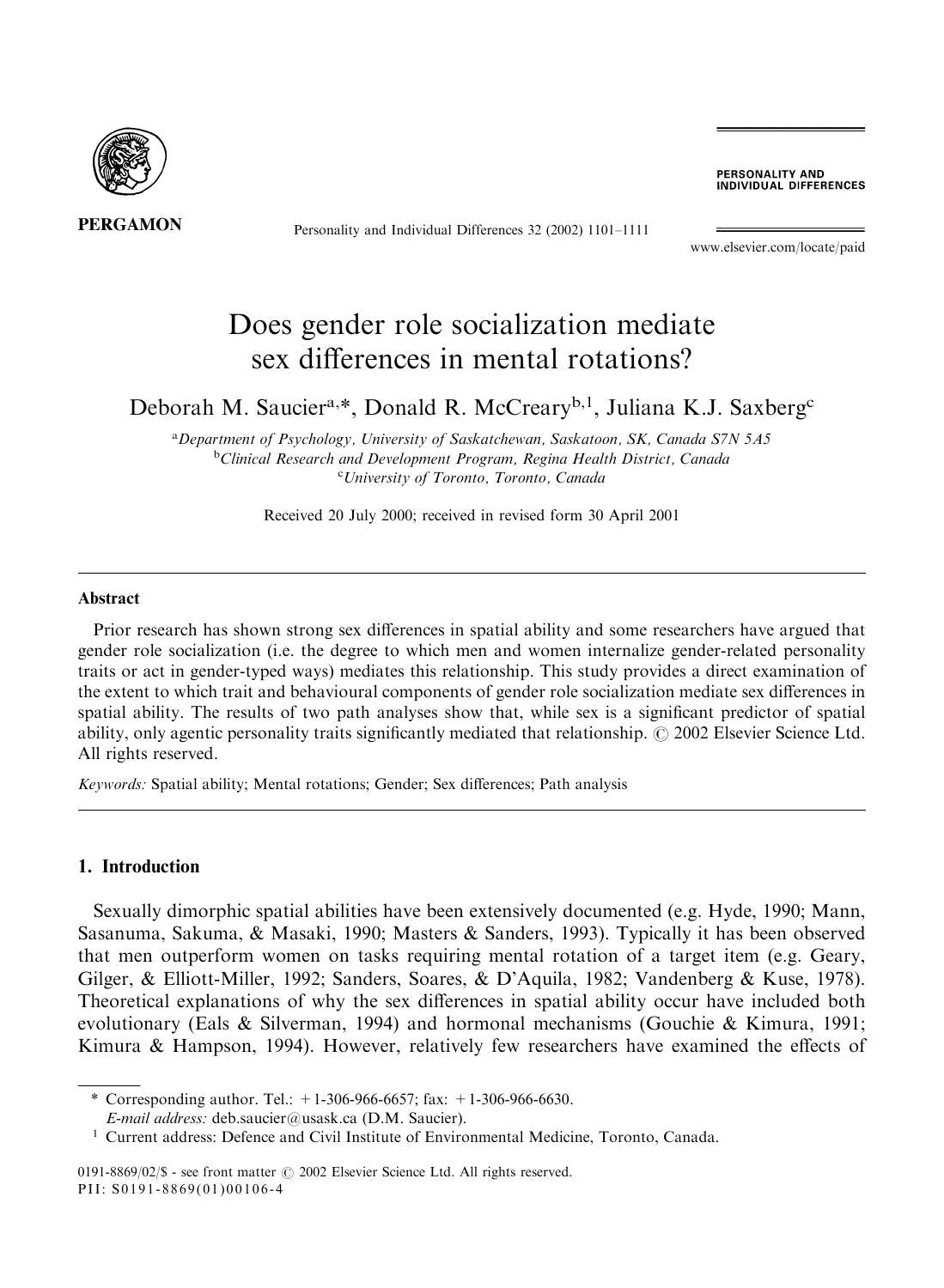# Does gender role socialization mediate sex differences in mental rotations?

Deborah M. Saucier[a,*], Donald R. McCreary[b,1], Juliana K.J. Saxberg[c]

[a] Department of Psychology, University of Saskatchewan, Saskatoon, SK, Canada S7N 5A5
[b] Clinical Research and Development Program, Regina Health District, Canada
[c] University of Toronto, Toronto, Canada

Received 20 July 2000; received in revised form 30 April 2001

## Abstract

Prior research has shown strong sex differences in spatial ability and some researchers have argued that gender role socialization (i.e. the degree to which men and women internalize gender-related personality traits or act in gender-typed ways) mediates this relationship. This study provides a direct examination of the extent to which trait and behavioural components of gender role socialization mediate sex differences in spatial ability. The results of two path analyses show that, while sex is a significant predictor of spatial ability, only agentic personality traits significantly mediated that relationship. © 2002 Elsevier Science Ltd. All rights reserved.

*Keywords:* Spatial ability; Mental rotations; Gender; Sex differences; Path analysis

## 1. Introduction

Sexually dimorphic spatial abilities have been extensively documented (e.g. Hyde, 1990; Mann, Sasanuma, Sakuma, & Masaki, 1990; Masters & Sanders, 1993). Typically it has been observed that men outperform women on tasks requiring mental rotation of a target item (e.g. Geary, Gilger, & Elliott-Miller, 1992; Sanders, Soares, & D'Aquila, 1982; Vandenberg & Kuse, 1978). Theoretical explanations of why the sex differences in spatial ability occur have included both evolutionary (Eals & Silverman, 1994) and hormonal mechanisms (Gouchie & Kimura, 1991; Kimura & Hampson, 1994). However, relatively few researchers have examined the effects of

\* Corresponding author. Tel.: +1-306-966-6657; fax: +1-306-966-6630.
*E-mail address:* deb.saucier@usask.ca (D.M. Saucier).

[1] Current address: Defence and Civil Institute of Environmental Medicine, Toronto, Canada.

0191-8869/02/$ - see front matter © 2002 Elsevier Science Ltd. All rights reserved.
PII: S0191-8869(01)00106-4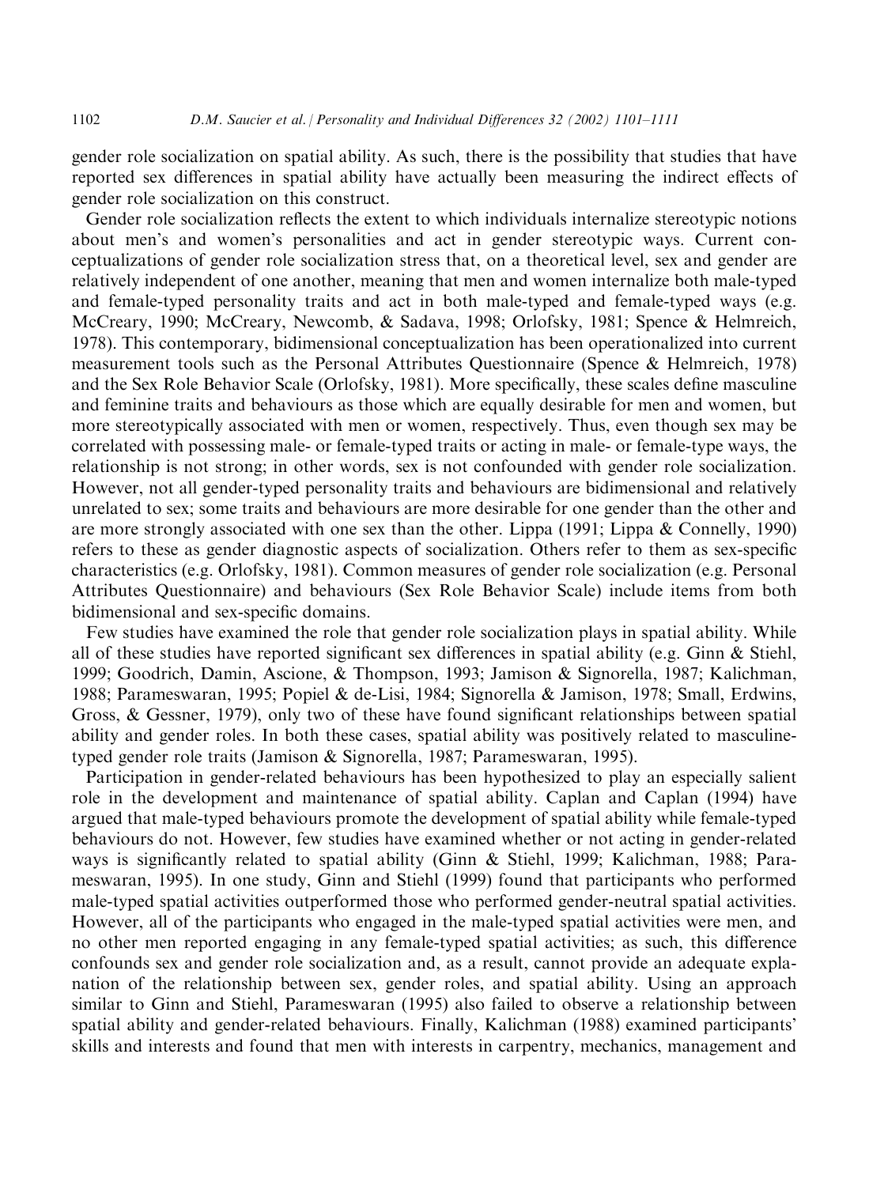gender role socialization on spatial ability. As such, there is the possibility that studies that have reported sex differences in spatial ability have actually been measuring the indirect effects of gender role socialization on this construct.

Gender role socialization reflects the extent to which individuals internalize stereotypic notions about men's and women's personalities and act in gender stereotypic ways. Current conceptualizations of gender role socialization stress that, on a theoretical level, sex and gender are relatively independent of one another, meaning that men and women internalize both male-typed and female-typed personality traits and act in both male-typed and female-typed ways (e.g. McCreary, 1990; McCreary, Newcomb, & Sadava, 1998; Orlofsky, 1981; Spence & Helmreich, 1978). This contemporary, bidimensional conceptualization has been operationalized into current measurement tools such as the Personal Attributes Questionnaire (Spence & Helmreich, 1978) and the Sex Role Behavior Scale (Orlofsky, 1981). More specifically, these scales define masculine and feminine traits and behaviours as those which are equally desirable for men and women, but more stereotypically associated with men or women, respectively. Thus, even though sex may be correlated with possessing male- or female-typed traits or acting in male- or female-type ways, the relationship is not strong; in other words, sex is not confounded with gender role socialization. However, not all gender-typed personality traits and behaviours are bidimensional and relatively unrelated to sex; some traits and behaviours are more desirable for one gender than the other and are more strongly associated with one sex than the other. Lippa (1991; Lippa & Connelly, 1990) refers to these as gender diagnostic aspects of socialization. Others refer to them as sex-specific characteristics (e.g. Orlofsky, 1981). Common measures of gender role socialization (e.g. Personal Attributes Questionnaire) and behaviours (Sex Role Behavior Scale) include items from both bidimensional and sex-specific domains.

Few studies have examined the role that gender role socialization plays in spatial ability. While all of these studies have reported significant sex differences in spatial ability (e.g. Ginn & Stiehl, 1999; Goodrich, Damin, Ascione, & Thompson, 1993; Jamison & Signorella, 1987; Kalichman, 1988; Parameswaran, 1995; Popiel & de-Lisi, 1984; Signorella & Jamison, 1978; Small, Erdwins, Gross, & Gessner, 1979), only two of these have found significant relationships between spatial ability and gender roles. In both these cases, spatial ability was positively related to masculine-typed gender role traits (Jamison & Signorella, 1987; Parameswaran, 1995).

Participation in gender-related behaviours has been hypothesized to play an especially salient role in the development and maintenance of spatial ability. Caplan and Caplan (1994) have argued that male-typed behaviours promote the development of spatial ability while female-typed behaviours do not. However, few studies have examined whether or not acting in gender-related ways is significantly related to spatial ability (Ginn & Stiehl, 1999; Kalichman, 1988; Parameswaran, 1995). In one study, Ginn and Stiehl (1999) found that participants who performed male-typed spatial activities outperformed those who performed gender-neutral spatial activities. However, all of the participants who engaged in the male-typed spatial activities were men, and no other men reported engaging in any female-typed spatial activities; as such, this difference confounds sex and gender role socialization and, as a result, cannot provide an adequate explanation of the relationship between sex, gender roles, and spatial ability. Using an approach similar to Ginn and Stiehl, Parameswaran (1995) also failed to observe a relationship between spatial ability and gender-related behaviours. Finally, Kalichman (1988) examined participants' skills and interests and found that men with interests in carpentry, mechanics, management and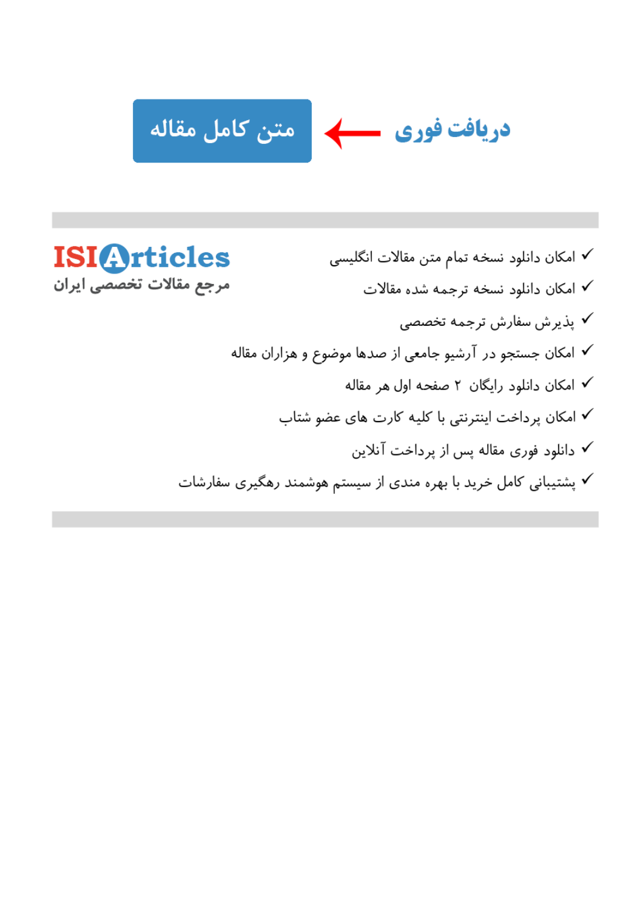دریافت فوری ← **متن کامل مقاله**

**ISIArticles**
مرجع مقالات تخصصی ایران

- ✓ امکان دانلود نسخه تمام متن مقالات انگلیسی
- ✓ امکان دانلود نسخه ترجمه شده مقالات
- ✓ پذیرش سفارش ترجمه تخصصی
- ✓ امکان جستجو در آرشیو جامعی از صدها موضوع و هزاران مقاله
- ✓ امکان دانلود رایگان ۲ صفحه اول هر مقاله
- ✓ امکان پرداخت اینترنتی با کلیه کارت های عضو شتاب
- ✓ دانلود فوری مقاله پس از پرداخت آنلاین
- ✓ پشتیبانی کامل خرید با بهره مندی از سیستم هوشمند رهگیری سفارشات